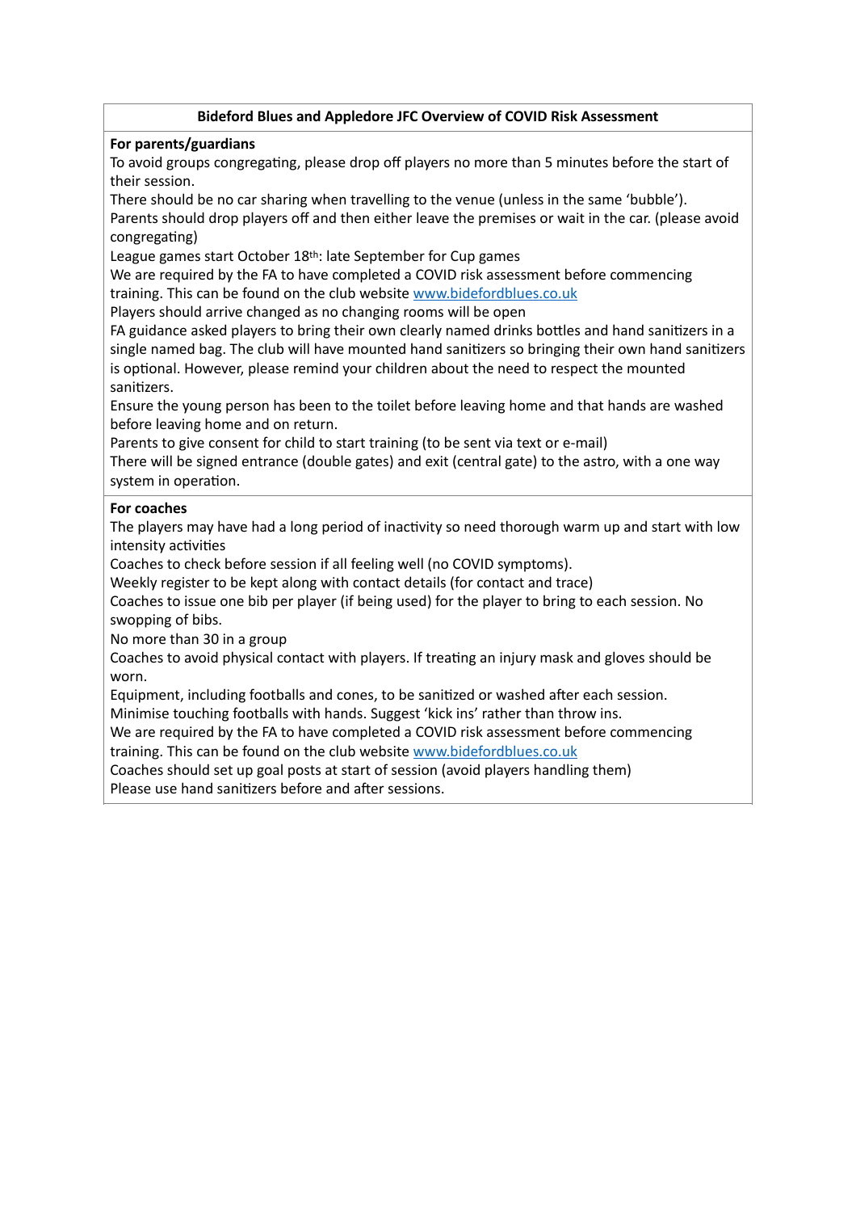## Bideford Blues and Appledore JFC Overview of COVID Risk Assessment

**For parents/guardians**

To avoid groups congregating, please drop off players no more than 5 minutes before the start of their session.

There should be no car sharing when travelling to the venue (unless in the same 'bubble').

Parents should drop players off and then either leave the premises or wait in the car. (please avoid congregating)

League games start October 18th: late September for Cup games

We are required by the FA to have completed a COVID risk assessment before commencing training. This can be found on the club website [www.bidefordblues.co.uk](http://www.bidefordblues.co.uk)

Players should arrive changed as no changing rooms will be open

FA guidance asked players to bring their own clearly named drinks bottles and hand sanitizers in a single named bag. The club will have mounted hand sanitizers so bringing their own hand sanitizers is optional. However, please remind your children about the need to respect the mounted sanitizers.

Ensure the young person has been to the toilet before leaving home and that hands are washed before leaving home and on return.

Parents to give consent for child to start training (to be sent via text or e-mail)

There will be signed entrance (double gates) and exit (central gate) to the astro, with a one way system in operation.

**For coaches**

The players may have had a long period of inactivity so need thorough warm up and start with low intensity activities

Coaches to check before session if all feeling well (no COVID symptoms).

Weekly register to be kept along with contact details (for contact and trace)

Coaches to issue one bib per player (if being used) for the player to bring to each session. No swopping of bibs.

No more than 30 in a group

Coaches to avoid physical contact with players. If treating an injury mask and gloves should be worn.

Equipment, including footballs and cones, to be sanitized or washed after each session.

Minimise touching footballs with hands. Suggest 'kick ins' rather than throw ins.

We are required by the FA to have completed a COVID risk assessment before commencing training. This can be found on the club website [www.bidefordblues.co.uk](http://www.bidefordblues.co.uk)

Coaches should set up goal posts at start of session (avoid players handling them)

Please use hand sanitizers before and after sessions.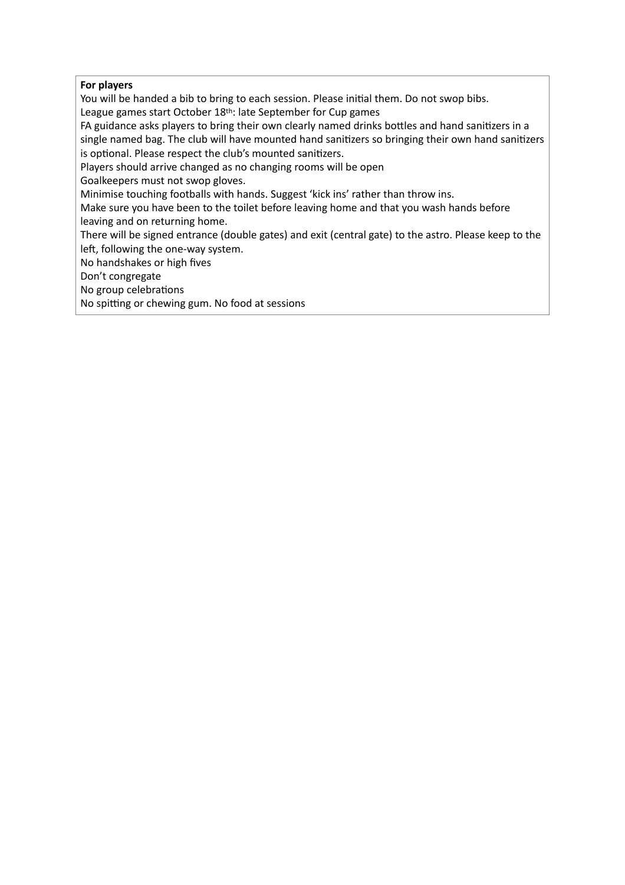**For players**

You will be handed a bib to bring to each session. Please initial them. Do not swop bibs.

League games start October 18th: late September for Cup games

FA guidance asks players to bring their own clearly named drinks bottles and hand sanitizers in a single named bag. The club will have mounted hand sanitizers so bringing their own hand sanitizers is optional. Please respect the club's mounted sanitizers.

Players should arrive changed as no changing rooms will be open

Goalkeepers must not swop gloves.

Minimise touching footballs with hands. Suggest 'kick ins' rather than throw ins.

Make sure you have been to the toilet before leaving home and that you wash hands before leaving and on returning home.

There will be signed entrance (double gates) and exit (central gate) to the astro. Please keep to the left, following the one-way system.

No handshakes or high fives

Don't congregate

No group celebrations

No spitting or chewing gum. No food at sessions